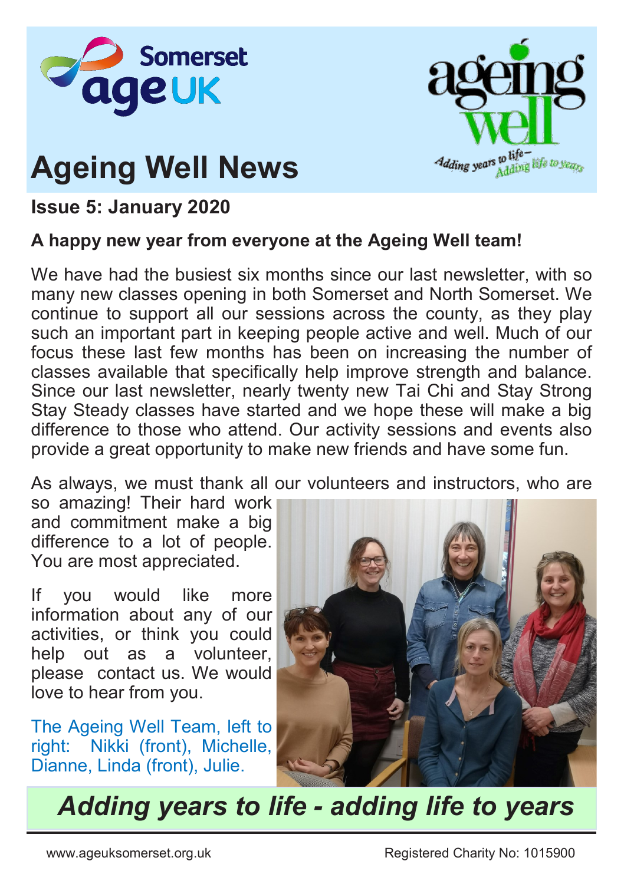# Ageing Well News

**Issue 5: January 2020**

**A happy new year from everyone at the Ageing Well team!**

We have had the busiest six months since our last newsletter, with so many new classes opening in both Somerset and North Somerset. We continue to support all our sessions across the county, as they play such an important part in keeping people active and well. Much of our focus these last few months has been on increasing the number of classes available that specifically help improve strength and balance. Since our last newsletter, nearly twenty new Tai Chi and Stay Strong Stay Steady classes have started and we hope these will make a big difference to those who attend. Our activity sessions and events also provide a great opportunity to make new friends and have some fun.

As always, we must thank all our volunteers and instructors, who are so amazing! Their hard work and commitment make a big difference to a lot of people. You are most appreciated.

If you would like more information about any of our activities, or think you could help out as a volunteer, please contact us. We would love to hear from you.

The Ageing Well Team, left to right: Nikki (front), Michelle, Dianne, Linda (front), Julie.

***Adding years to life - adding life to years***

www.ageuksomerset.org.uk — Registered Charity No: 1015900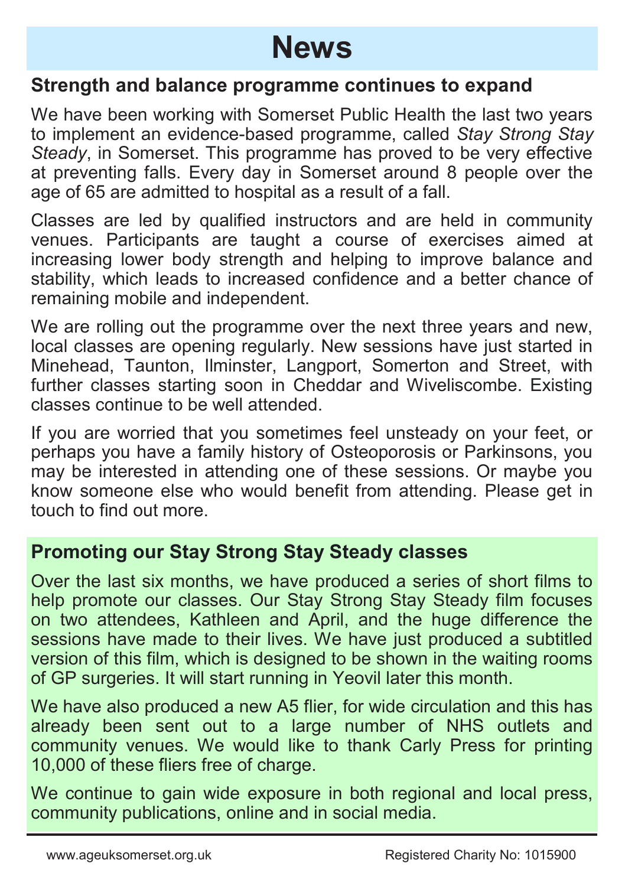# News

## Strength and balance programme continues to expand

We have been working with Somerset Public Health the last two years to implement an evidence-based programme, called *Stay Strong Stay Steady*, in Somerset. This programme has proved to be very effective at preventing falls. Every day in Somerset around 8 people over the age of 65 are admitted to hospital as a result of a fall.

Classes are led by qualified instructors and are held in community venues. Participants are taught a course of exercises aimed at increasing lower body strength and helping to improve balance and stability, which leads to increased confidence and a better chance of remaining mobile and independent.

We are rolling out the programme over the next three years and new, local classes are opening regularly. New sessions have just started in Minehead, Taunton, Ilminster, Langport, Somerton and Street, with further classes starting soon in Cheddar and Wiveliscombe. Existing classes continue to be well attended.

If you are worried that you sometimes feel unsteady on your feet, or perhaps you have a family history of Osteoporosis or Parkinsons, you may be interested in attending one of these sessions. Or maybe you know someone else who would benefit from attending. Please get in touch to find out more.

## Promoting our Stay Strong Stay Steady classes

Over the last six months, we have produced a series of short films to help promote our classes. Our Stay Strong Stay Steady film focuses on two attendees, Kathleen and April, and the huge difference the sessions have made to their lives. We have just produced a subtitled version of this film, which is designed to be shown in the waiting rooms of GP surgeries. It will start running in Yeovil later this month.

We have also produced a new A5 flier, for wide circulation and this has already been sent out to a large number of NHS outlets and community venues. We would like to thank Carly Press for printing 10,000 of these fliers free of charge.

We continue to gain wide exposure in both regional and local press, community publications, online and in social media.

www.ageuksomerset.org.uk Registered Charity No: 1015900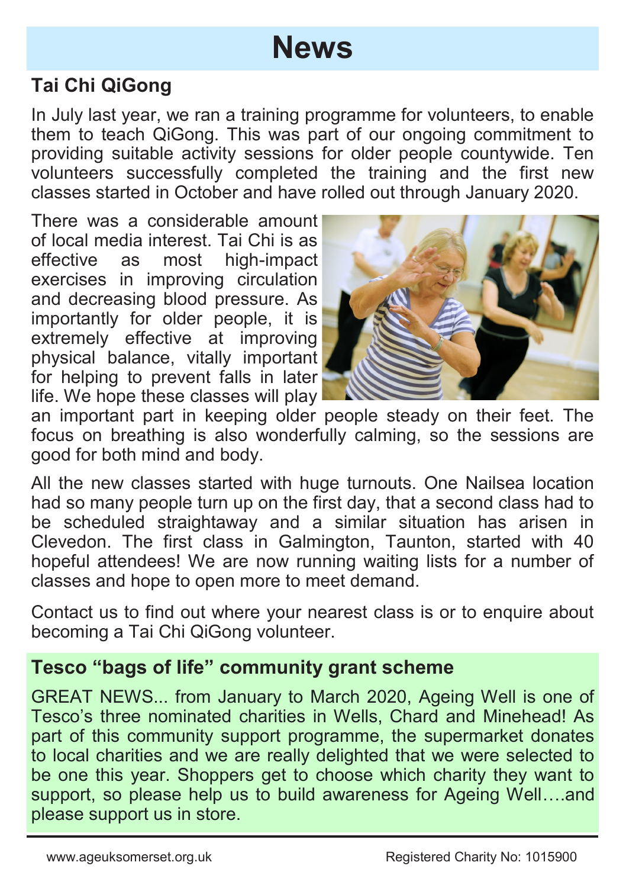# News

## Tai Chi QiGong

In July last year, we ran a training programme for volunteers, to enable them to teach QiGong. This was part of our ongoing commitment to providing suitable activity sessions for older people countywide. Ten volunteers successfully completed the training and the first new classes started in October and have rolled out through January 2020.

There was a considerable amount of local media interest. Tai Chi is as effective as most high-impact exercises in improving circulation and decreasing blood pressure. As importantly for older people, it is extremely effective at improving physical balance, vitally important for helping to prevent falls in later life. We hope these classes will play an important part in keeping older people steady on their feet. The focus on breathing is also wonderfully calming, so the sessions are good for both mind and body.

All the new classes started with huge turnouts. One Nailsea location had so many people turn up on the first day, that a second class had to be scheduled straightaway and a similar situation has arisen in Clevedon. The first class in Galmington, Taunton, started with 40 hopeful attendees! We are now running waiting lists for a number of classes and hope to open more to meet demand.

Contact us to find out where your nearest class is or to enquire about becoming a Tai Chi QiGong volunteer.

## Tesco “bags of life” community grant scheme

GREAT NEWS... from January to March 2020, Ageing Well is one of Tesco’s three nominated charities in Wells, Chard and Minehead! As part of this community support programme, the supermarket donates to local charities and we are really delighted that we were selected to be one this year. Shoppers get to choose which charity they want to support, so please help us to build awareness for Ageing Well….and please support us in store.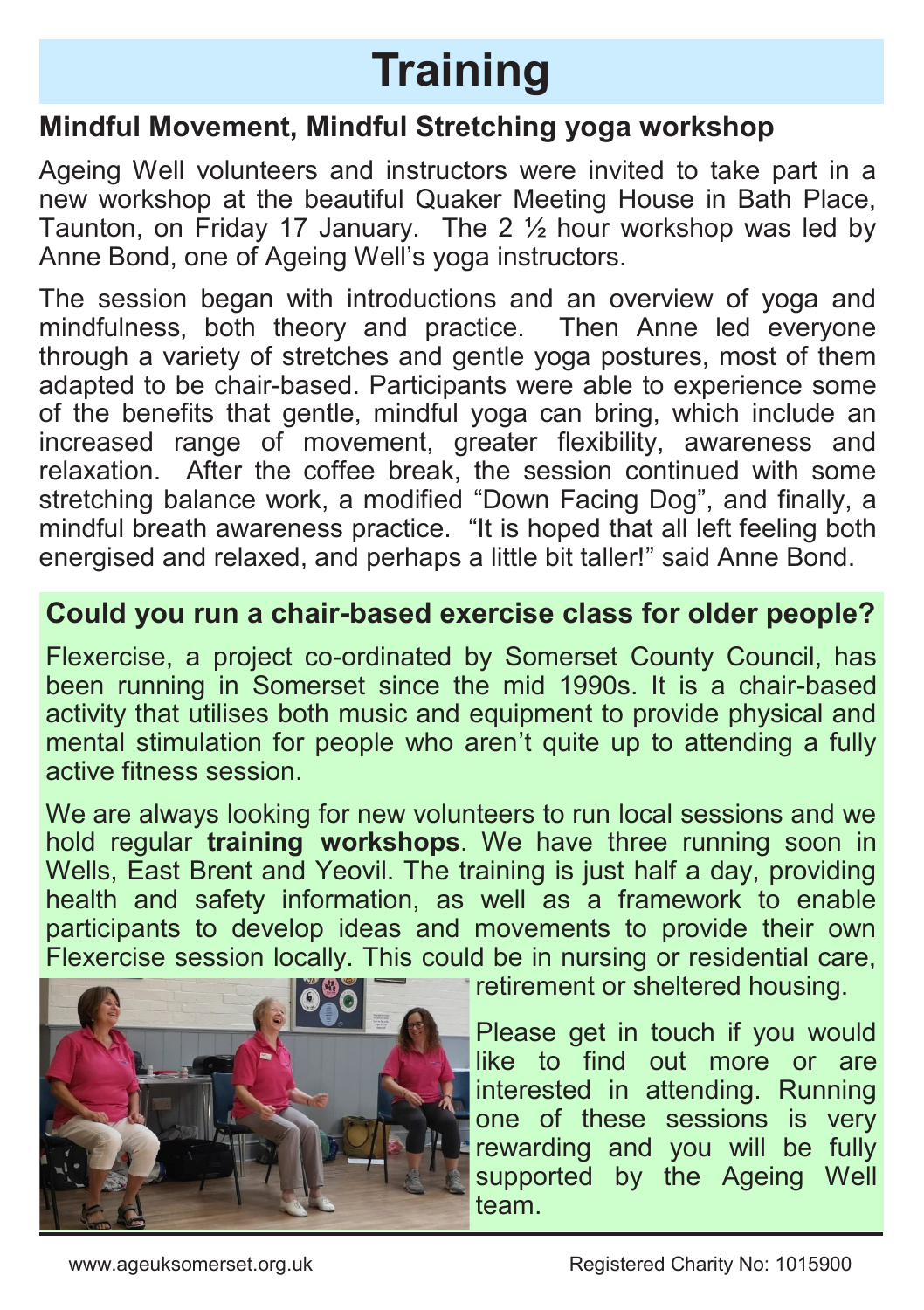# Training

## Mindful Movement, Mindful Stretching yoga workshop

Ageing Well volunteers and instructors were invited to take part in a new workshop at the beautiful Quaker Meeting House in Bath Place, Taunton, on Friday 17 January. The 2 ½ hour workshop was led by Anne Bond, one of Ageing Well's yoga instructors.

The session began with introductions and an overview of yoga and mindfulness, both theory and practice. Then Anne led everyone through a variety of stretches and gentle yoga postures, most of them adapted to be chair-based. Participants were able to experience some of the benefits that gentle, mindful yoga can bring, which include an increased range of movement, greater flexibility, awareness and relaxation. After the coffee break, the session continued with some stretching balance work, a modified "Down Facing Dog", and finally, a mindful breath awareness practice. "It is hoped that all left feeling both energised and relaxed, and perhaps a little bit taller!" said Anne Bond.

## Could you run a chair-based exercise class for older people?

Flexercise, a project co-ordinated by Somerset County Council, has been running in Somerset since the mid 1990s. It is a chair-based activity that utilises both music and equipment to provide physical and mental stimulation for people who aren't quite up to attending a fully active fitness session.

We are always looking for new volunteers to run local sessions and we hold regular **training workshops**. We have three running soon in Wells, East Brent and Yeovil. The training is just half a day, providing health and safety information, as well as a framework to enable participants to develop ideas and movements to provide their own Flexercise session locally. This could be in nursing or residential care, retirement or sheltered housing.

Please get in touch if you would like to find out more or are interested in attending. Running one of these sessions is very rewarding and you will be fully supported by the Ageing Well team.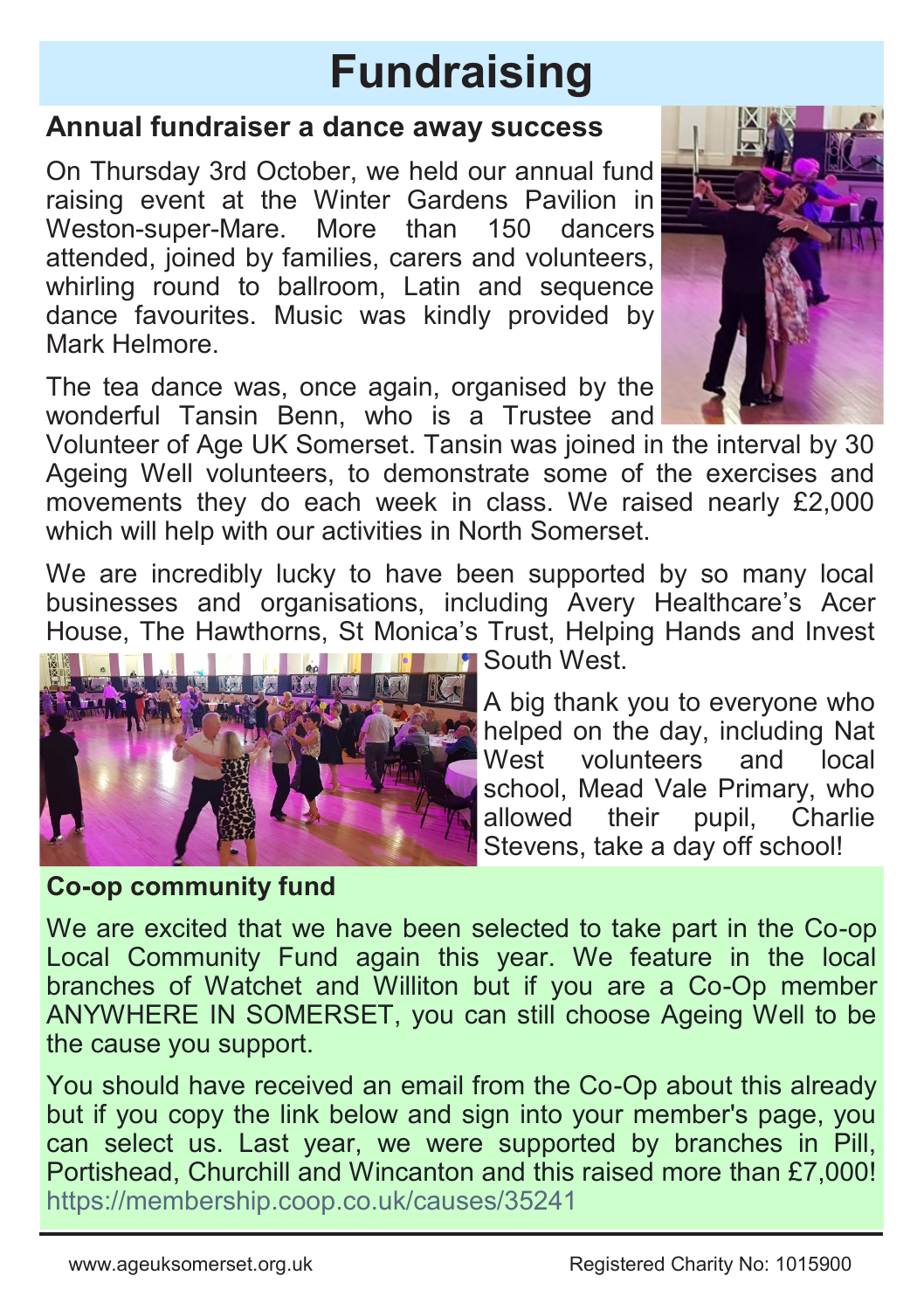# Fundraising

## Annual fundraiser a dance away success

On Thursday 3rd October, we held our annual fund raising event at the Winter Gardens Pavilion in Weston-super-Mare. More than 150 dancers attended, joined by families, carers and volunteers, whirling round to ballroom, Latin and sequence dance favourites. Music was kindly provided by Mark Helmore.

The tea dance was, once again, organised by the wonderful Tansin Benn, who is a Trustee and Volunteer of Age UK Somerset. Tansin was joined in the interval by 30 Ageing Well volunteers, to demonstrate some of the exercises and movements they do each week in class. We raised nearly £2,000 which will help with our activities in North Somerset.

We are incredibly lucky to have been supported by so many local businesses and organisations, including Avery Healthcare's Acer House, The Hawthorns, St Monica's Trust, Helping Hands and Invest South West.

A big thank you to everyone who helped on the day, including Nat West volunteers and local school, Mead Vale Primary, who allowed their pupil, Charlie Stevens, take a day off school!

## Co-op community fund

We are excited that we have been selected to take part in the Co-op Local Community Fund again this year. We feature in the local branches of Watchet and Williton but if you are a Co-Op member ANYWHERE IN SOMERSET, you can still choose Ageing Well to be the cause you support.

You should have received an email from the Co-Op about this already but if you copy the link below and sign into your member's page, you can select us. Last year, we were supported by branches in Pill, Portishead, Churchill and Wincanton and this raised more than £7,000! https://membership.coop.co.uk/causes/35241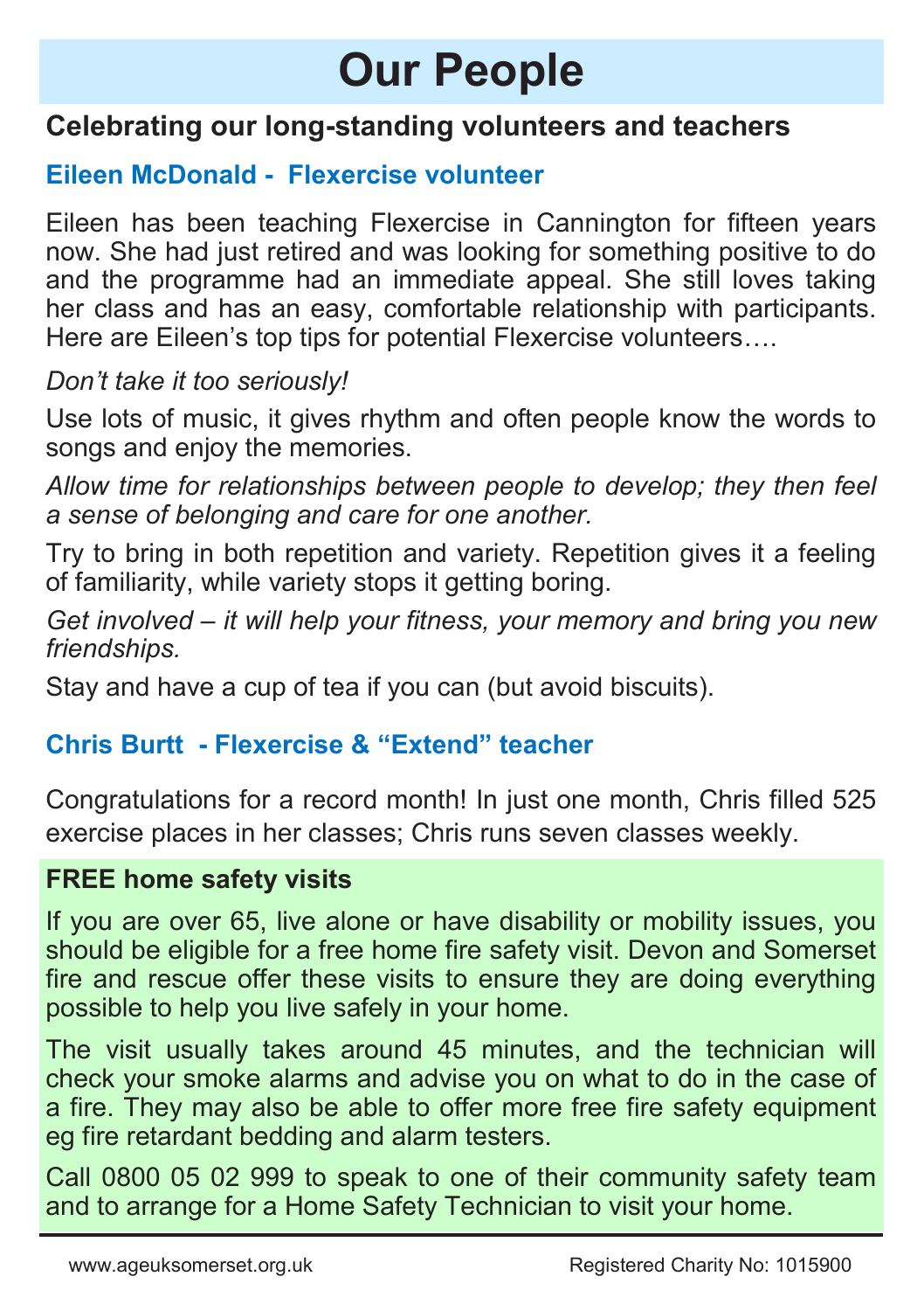# Our People

## Celebrating our long-standing volunteers and teachers

### Eileen McDonald - Flexercise volunteer

Eileen has been teaching Flexercise in Cannington for fifteen years now. She had just retired and was looking for something positive to do and the programme had an immediate appeal. She still loves taking her class and has an easy, comfortable relationship with participants. Here are Eileen's top tips for potential Flexercise volunteers….

*Don't take it too seriously!*

Use lots of music, it gives rhythm and often people know the words to songs and enjoy the memories.

*Allow time for relationships between people to develop; they then feel a sense of belonging and care for one another.*

Try to bring in both repetition and variety. Repetition gives it a feeling of familiarity, while variety stops it getting boring.

*Get involved – it will help your fitness, your memory and bring you new friendships.*

Stay and have a cup of tea if you can (but avoid biscuits).

### Chris Burtt - Flexercise & "Extend" teacher

Congratulations for a record month! In just one month, Chris filled 525 exercise places in her classes; Chris runs seven classes weekly.

### FREE home safety visits

If you are over 65, live alone or have disability or mobility issues, you should be eligible for a free home fire safety visit. Devon and Somerset fire and rescue offer these visits to ensure they are doing everything possible to help you live safely in your home.

The visit usually takes around 45 minutes, and the technician will check your smoke alarms and advise you on what to do in the case of a fire. They may also be able to offer more free fire safety equipment eg fire retardant bedding and alarm testers.

Call 0800 05 02 999 to speak to one of their community safety team and to arrange for a Home Safety Technician to visit your home.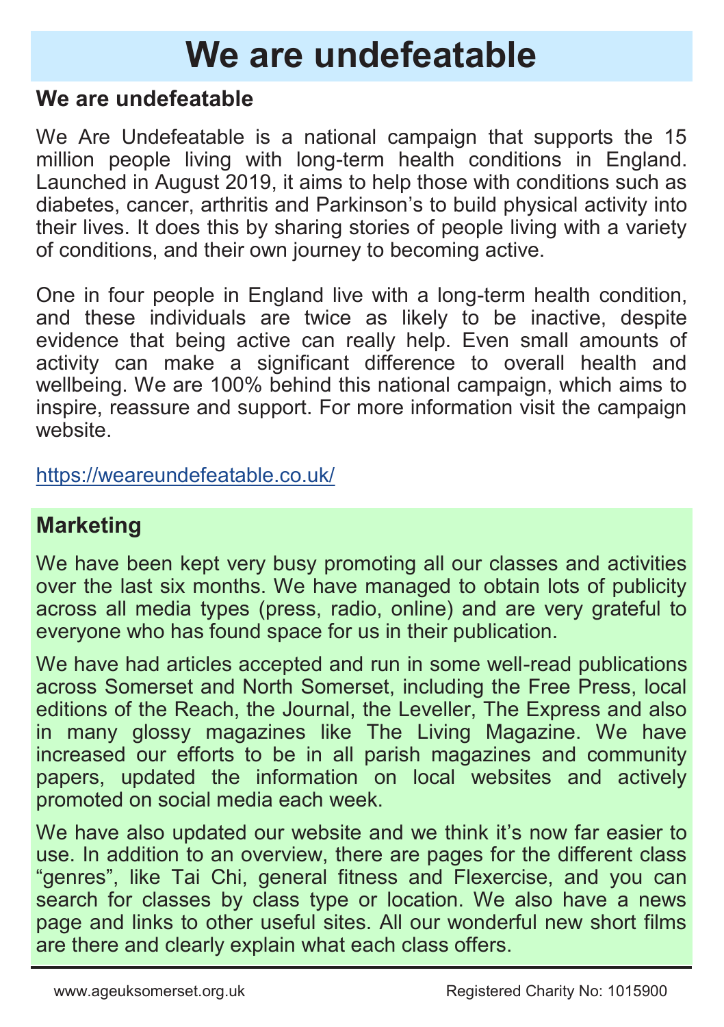# We are undefeatable

## We are undefeatable

We Are Undefeatable is a national campaign that supports the 15 million people living with long-term health conditions in England. Launched in August 2019, it aims to help those with conditions such as diabetes, cancer, arthritis and Parkinson's to build physical activity into their lives. It does this by sharing stories of people living with a variety of conditions, and their own journey to becoming active.

One in four people in England live with a long-term health condition, and these individuals are twice as likely to be inactive, despite evidence that being active can really help. Even small amounts of activity can make a significant difference to overall health and wellbeing. We are 100% behind this national campaign, which aims to inspire, reassure and support. For more information visit the campaign website.

https://weareundefeatable.co.uk/

## Marketing

We have been kept very busy promoting all our classes and activities over the last six months. We have managed to obtain lots of publicity across all media types (press, radio, online) and are very grateful to everyone who has found space for us in their publication.

We have had articles accepted and run in some well-read publications across Somerset and North Somerset, including the Free Press, local editions of the Reach, the Journal, the Leveller, The Express and also in many glossy magazines like The Living Magazine. We have increased our efforts to be in all parish magazines and community papers, updated the information on local websites and actively promoted on social media each week.

We have also updated our website and we think it's now far easier to use. In addition to an overview, there are pages for the different class "genres", like Tai Chi, general fitness and Flexercise, and you can search for classes by class type or location. We also have a news page and links to other useful sites. All our wonderful new short films are there and clearly explain what each class offers.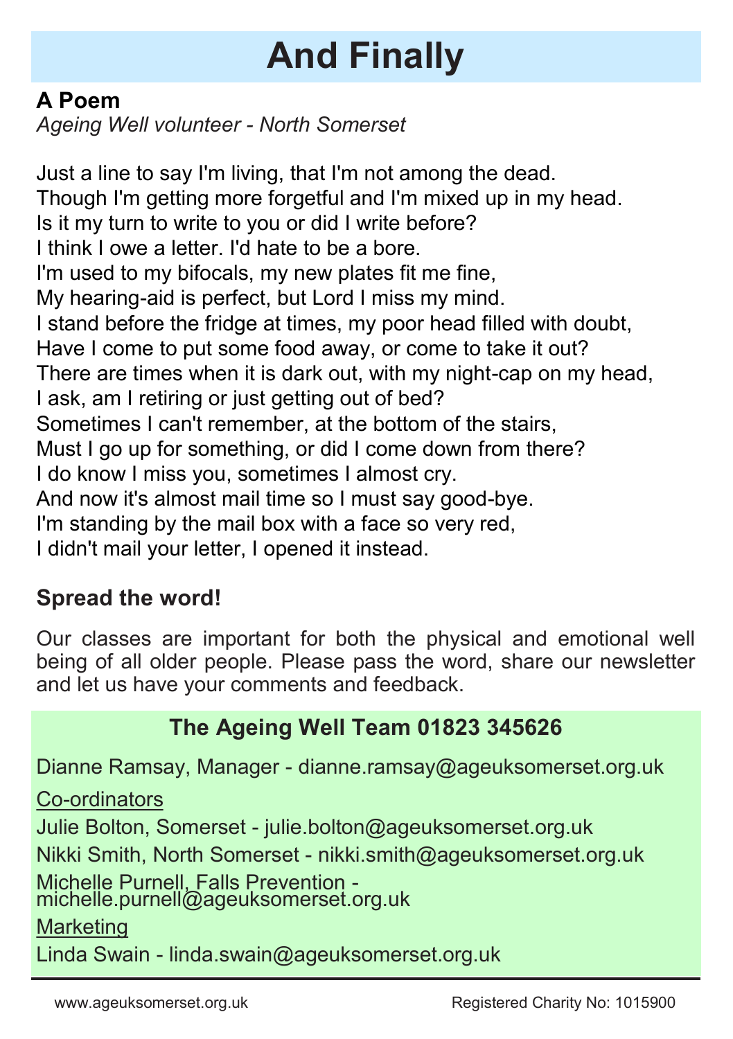# And Finally

## A Poem

*Ageing Well volunteer - North Somerset*

Just a line to say I'm living, that I'm not among the dead.
Though I'm getting more forgetful and I'm mixed up in my head.
Is it my turn to write to you or did I write before?
I think I owe a letter. I'd hate to be a bore.
I'm used to my bifocals, my new plates fit me fine,
My hearing-aid is perfect, but Lord I miss my mind.
I stand before the fridge at times, my poor head filled with doubt,
Have I come to put some food away, or come to take it out?
There are times when it is dark out, with my night-cap on my head,
I ask, am I retiring or just getting out of bed?
Sometimes I can't remember, at the bottom of the stairs,
Must I go up for something, or did I come down from there?
I do know I miss you, sometimes I almost cry.
And now it's almost mail time so I must say good-bye.
I'm standing by the mail box with a face so very red,
I didn't mail your letter, I opened it instead.

## Spread the word!

Our classes are important for both the physical and emotional well being of all older people. Please pass the word, share our newsletter and let us have your comments and feedback.

### The Ageing Well Team 01823 345626

Dianne Ramsay, Manager - dianne.ramsay@ageuksomerset.org.uk

Co-ordinators

Julie Bolton, Somerset - julie.bolton@ageuksomerset.org.uk

Nikki Smith, North Somerset - nikki.smith@ageuksomerset.org.uk

Michelle Purnell, Falls Prevention - michelle.purnell@ageuksomerset.org.uk

Marketing

Linda Swain - linda.swain@ageuksomerset.org.uk

www.ageuksomerset.org.uk    Registered Charity No: 1015900